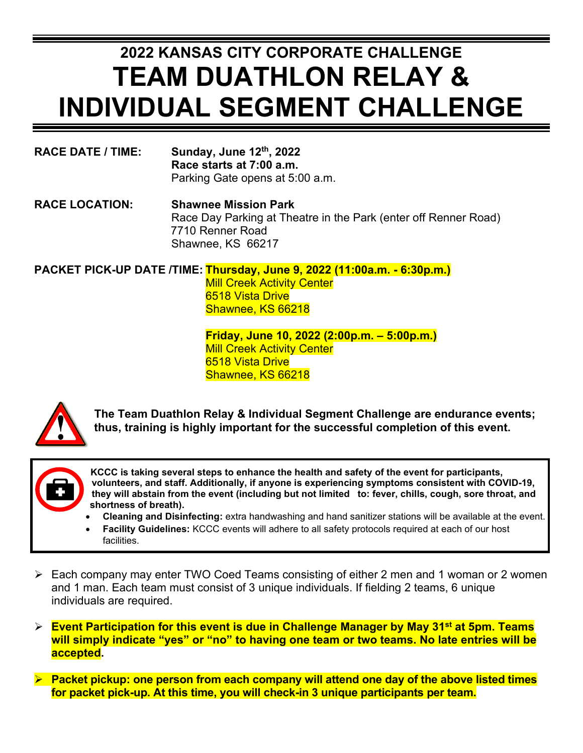# 2022 KANSAS CITY CORPORATE CHALLENGE

# TEAM DUATHLON RELAY & INDIVIDUAL SEGMENT CHALLENGE

**RACE DATE / TIME:** **Sunday, June 12th, 2022**
**Race starts at 7:00 a.m.**
Parking Gate opens at 5:00 a.m.

**RACE LOCATION:** **Shawnee Mission Park**
Race Day Parking at Theatre in the Park (enter off Renner Road)
7710 Renner Road
Shawnee, KS 66217

**PACKET PICK-UP DATE /TIME:** **Thursday, June 9, 2022 (11:00a.m. - 6:30p.m.)**
Mill Creek Activity Center
6518 Vista Drive
Shawnee, KS 66218

**Friday, June 10, 2022 (2:00p.m. – 5:00p.m.)**
Mill Creek Activity Center
6518 Vista Drive
Shawnee, KS 66218

**The Team Duathlon Relay & Individual Segment Challenge are endurance events; thus, training is highly important for the successful completion of this event.**

**KCCC is taking several steps to enhance the health and safety of the event for participants, volunteers, and staff. Additionally, if anyone is experiencing symptoms consistent with COVID-19, they will abstain from the event (including but not limited to: fever, chills, cough, sore throat, and shortness of breath).**

- **Cleaning and Disinfecting:** extra handwashing and hand sanitizer stations will be available at the event.
- **Facility Guidelines:** KCCC events will adhere to all safety protocols required at each of our host facilities.

- Each company may enter TWO Coed Teams consisting of either 2 men and 1 woman or 2 women and 1 man. Each team must consist of 3 unique individuals. If fielding 2 teams, 6 unique individuals are required.
- **Event Participation for this event is due in Challenge Manager by May 31st at 5pm. Teams will simply indicate "yes" or "no" to having one team or two teams. No late entries will be accepted.**
- **Packet pickup: one person from each company will attend one day of the above listed times for packet pick-up. At this time, you will check-in 3 unique participants per team.**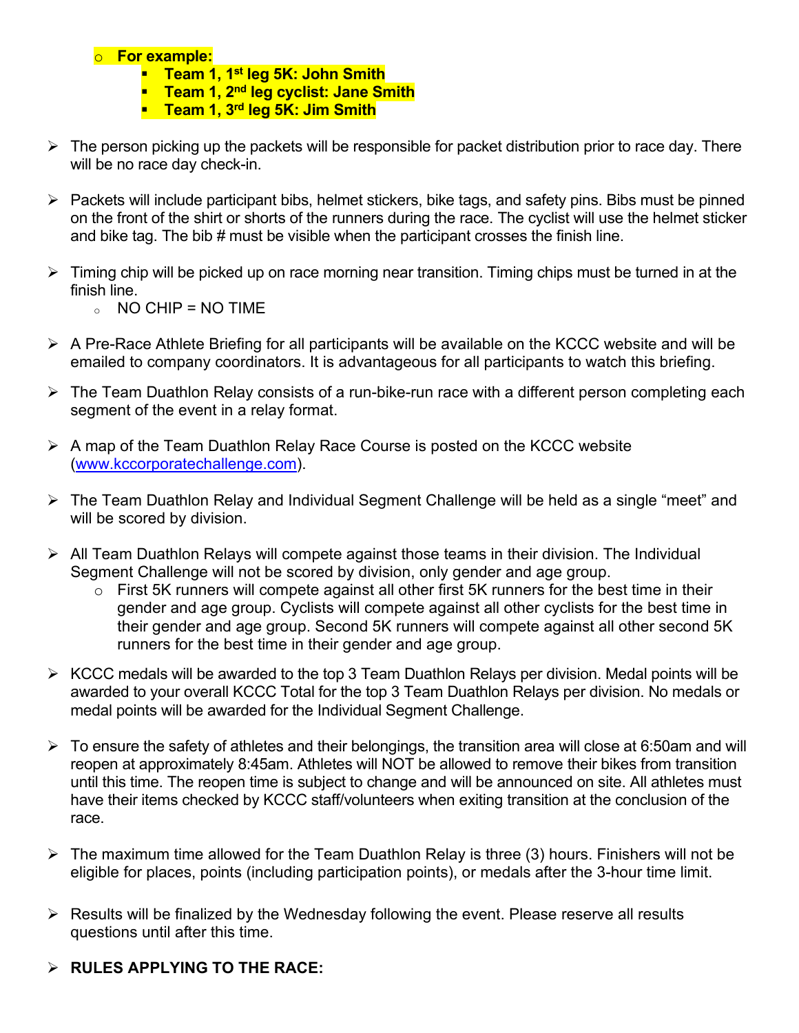- **For example:**
  - **Team 1, 1st leg 5K: John Smith**
  - **Team 1, 2nd leg cyclist: Jane Smith**
  - **Team 1, 3rd leg 5K: Jim Smith**

- The person picking up the packets will be responsible for packet distribution prior to race day. There will be no race day check-in.

- Packets will include participant bibs, helmet stickers, bike tags, and safety pins. Bibs must be pinned on the front of the shirt or shorts of the runners during the race. The cyclist will use the helmet sticker and bike tag. The bib # must be visible when the participant crosses the finish line.

- Timing chip will be picked up on race morning near transition. Timing chips must be turned in at the finish line.
  - NO CHIP = NO TIME

- A Pre-Race Athlete Briefing for all participants will be available on the KCCC website and will be emailed to company coordinators. It is advantageous for all participants to watch this briefing.

- The Team Duathlon Relay consists of a run-bike-run race with a different person completing each segment of the event in a relay format.

- A map of the Team Duathlon Relay Race Course is posted on the KCCC website ([www.kccorporatechallenge.com](http://www.kccorporatechallenge.com)).

- The Team Duathlon Relay and Individual Segment Challenge will be held as a single "meet" and will be scored by division.

- All Team Duathlon Relays will compete against those teams in their division. The Individual Segment Challenge will not be scored by division, only gender and age group.
  - First 5K runners will compete against all other first 5K runners for the best time in their gender and age group. Cyclists will compete against all other cyclists for the best time in their gender and age group. Second 5K runners will compete against all other second 5K runners for the best time in their gender and age group.

- KCCC medals will be awarded to the top 3 Team Duathlon Relays per division. Medal points will be awarded to your overall KCCC Total for the top 3 Team Duathlon Relays per division. No medals or medal points will be awarded for the Individual Segment Challenge.

- To ensure the safety of athletes and their belongings, the transition area will close at 6:50am and will reopen at approximately 8:45am. Athletes will NOT be allowed to remove their bikes from transition until this time. The reopen time is subject to change and will be announced on site. All athletes must have their items checked by KCCC staff/volunteers when exiting transition at the conclusion of the race.

- The maximum time allowed for the Team Duathlon Relay is three (3) hours. Finishers will not be eligible for places, points (including participation points), or medals after the 3-hour time limit.

- Results will be finalized by the Wednesday following the event. Please reserve all results questions until after this time.

- **RULES APPLYING TO THE RACE:**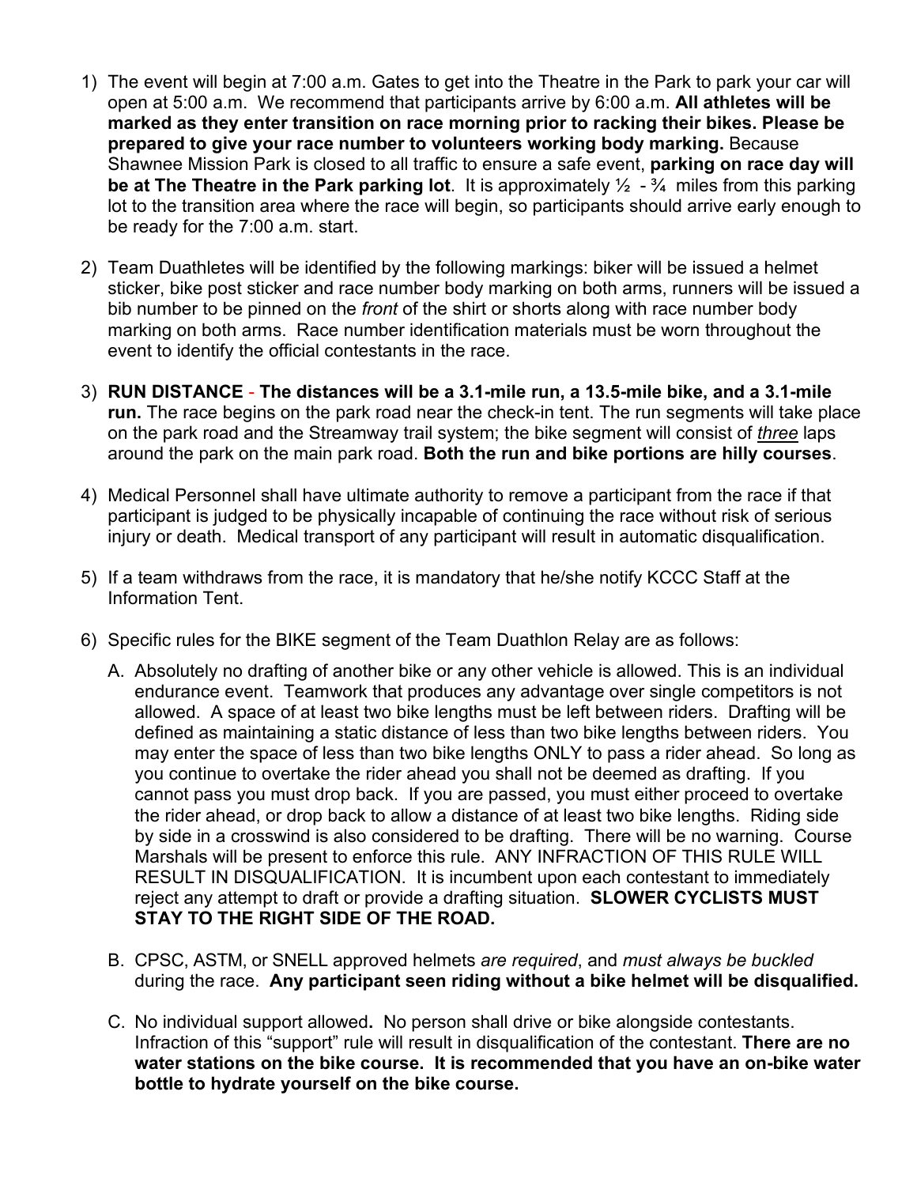1) The event will begin at 7:00 a.m. Gates to get into the Theatre in the Park to park your car will open at 5:00 a.m. We recommend that participants arrive by 6:00 a.m. **All athletes will be marked as they enter transition on race morning prior to racking their bikes. Please be prepared to give your race number to volunteers working body marking.** Because Shawnee Mission Park is closed to all traffic to ensure a safe event, **parking on race day will be at The Theatre in the Park parking lot**. It is approximately ½ - ¾ miles from this parking lot to the transition area where the race will begin, so participants should arrive early enough to be ready for the 7:00 a.m. start.

2) Team Duathletes will be identified by the following markings: biker will be issued a helmet sticker, bike post sticker and race number body marking on both arms, runners will be issued a bib number to be pinned on the *front* of the shirt or shorts along with race number body marking on both arms. Race number identification materials must be worn throughout the event to identify the official contestants in the race.

3) **RUN DISTANCE - The distances will be a 3.1-mile run, a 13.5-mile bike, and a 3.1-mile run.** The race begins on the park road near the check-in tent. The run segments will take place on the park road and the Streamway trail system; the bike segment will consist of ***three*** laps around the park on the main park road. **Both the run and bike portions are hilly courses**.

4) Medical Personnel shall have ultimate authority to remove a participant from the race if that participant is judged to be physically incapable of continuing the race without risk of serious injury or death. Medical transport of any participant will result in automatic disqualification.

5) If a team withdraws from the race, it is mandatory that he/she notify KCCC Staff at the Information Tent.

6) Specific rules for the BIKE segment of the Team Duathlon Relay are as follows:

   A. Absolutely no drafting of another bike or any other vehicle is allowed. This is an individual endurance event. Teamwork that produces any advantage over single competitors is not allowed. A space of at least two bike lengths must be left between riders. Drafting will be defined as maintaining a static distance of less than two bike lengths between riders. You may enter the space of less than two bike lengths ONLY to pass a rider ahead. So long as you continue to overtake the rider ahead you shall not be deemed as drafting. If you cannot pass you must drop back. If you are passed, you must either proceed to overtake the rider ahead, or drop back to allow a distance of at least two bike lengths. Riding side by side in a crosswind is also considered to be drafting. There will be no warning. Course Marshals will be present to enforce this rule. ANY INFRACTION OF THIS RULE WILL RESULT IN DISQUALIFICATION. It is incumbent upon each contestant to immediately reject any attempt to draft or provide a drafting situation. **SLOWER CYCLISTS MUST STAY TO THE RIGHT SIDE OF THE ROAD.**

   B. CPSC, ASTM, or SNELL approved helmets *are required*, and *must always be buckled* during the race. **Any participant seen riding without a bike helmet will be disqualified.**

   C. No individual support allowed**.** No person shall drive or bike alongside contestants. Infraction of this “support” rule will result in disqualification of the contestant. **There are no water stations on the bike course. It is recommended that you have an on-bike water bottle to hydrate yourself on the bike course.**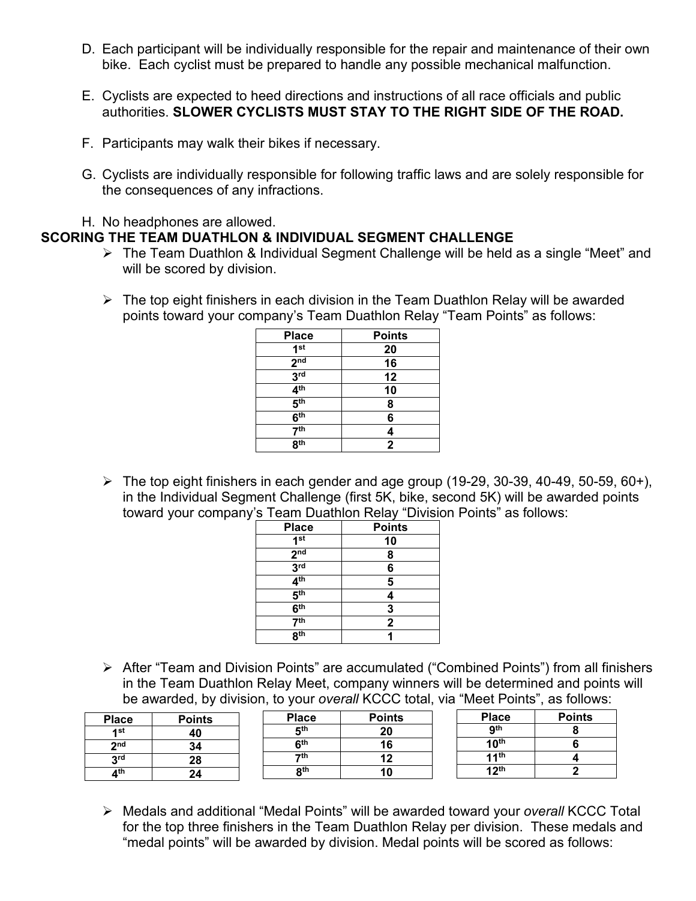D. Each participant will be individually responsible for the repair and maintenance of their own bike. Each cyclist must be prepared to handle any possible mechanical malfunction.

E. Cyclists are expected to heed directions and instructions of all race officials and public authorities. **SLOWER CYCLISTS MUST STAY TO THE RIGHT SIDE OF THE ROAD.**

F. Participants may walk their bikes if necessary.

G. Cyclists are individually responsible for following traffic laws and are solely responsible for the consequences of any infractions.

H. No headphones are allowed.

**SCORING THE TEAM DUATHLON & INDIVIDUAL SEGMENT CHALLENGE**

- The Team Duathlon & Individual Segment Challenge will be held as a single "Meet" and will be scored by division.

- The top eight finishers in each division in the Team Duathlon Relay will be awarded points toward your company's Team Duathlon Relay "Team Points" as follows:

| Place | Points |
|---|---|
| 1st | 20 |
| 2nd | 16 |
| 3rd | 12 |
| 4th | 10 |
| 5th | 8 |
| 6th | 6 |
| 7th | 4 |
| 8th | 2 |

- The top eight finishers in each gender and age group (19-29, 30-39, 40-49, 50-59, 60+), in the Individual Segment Challenge (first 5K, bike, second 5K) will be awarded points toward your company's Team Duathlon Relay "Division Points" as follows:

| Place | Points |
|---|---|
| 1st | 10 |
| 2nd | 8 |
| 3rd | 6 |
| 4th | 5 |
| 5th | 4 |
| 6th | 3 |
| 7th | 2 |
| 8th | 1 |

- After "Team and Division Points" are accumulated ("Combined Points") from all finishers in the Team Duathlon Relay Meet, company winners will be determined and points will be awarded, by division, to your *overall* KCCC total, via "Meet Points", as follows:

| Place | Points |
|---|---|
| 1st | 40 |
| 2nd | 34 |
| 3rd | 28 |
| 4th | 24 |

| Place | Points |
|---|---|
| 5th | 20 |
| 6th | 16 |
| 7th | 12 |
| 8th | 10 |

| Place | Points |
|---|---|
| 9th | 8 |
| 10th | 6 |
| 11th | 4 |
| 12th | 2 |

- Medals and additional "Medal Points" will be awarded toward your *overall* KCCC Total for the top three finishers in the Team Duathlon Relay per division. These medals and "medal points" will be awarded by division. Medal points will be scored as follows: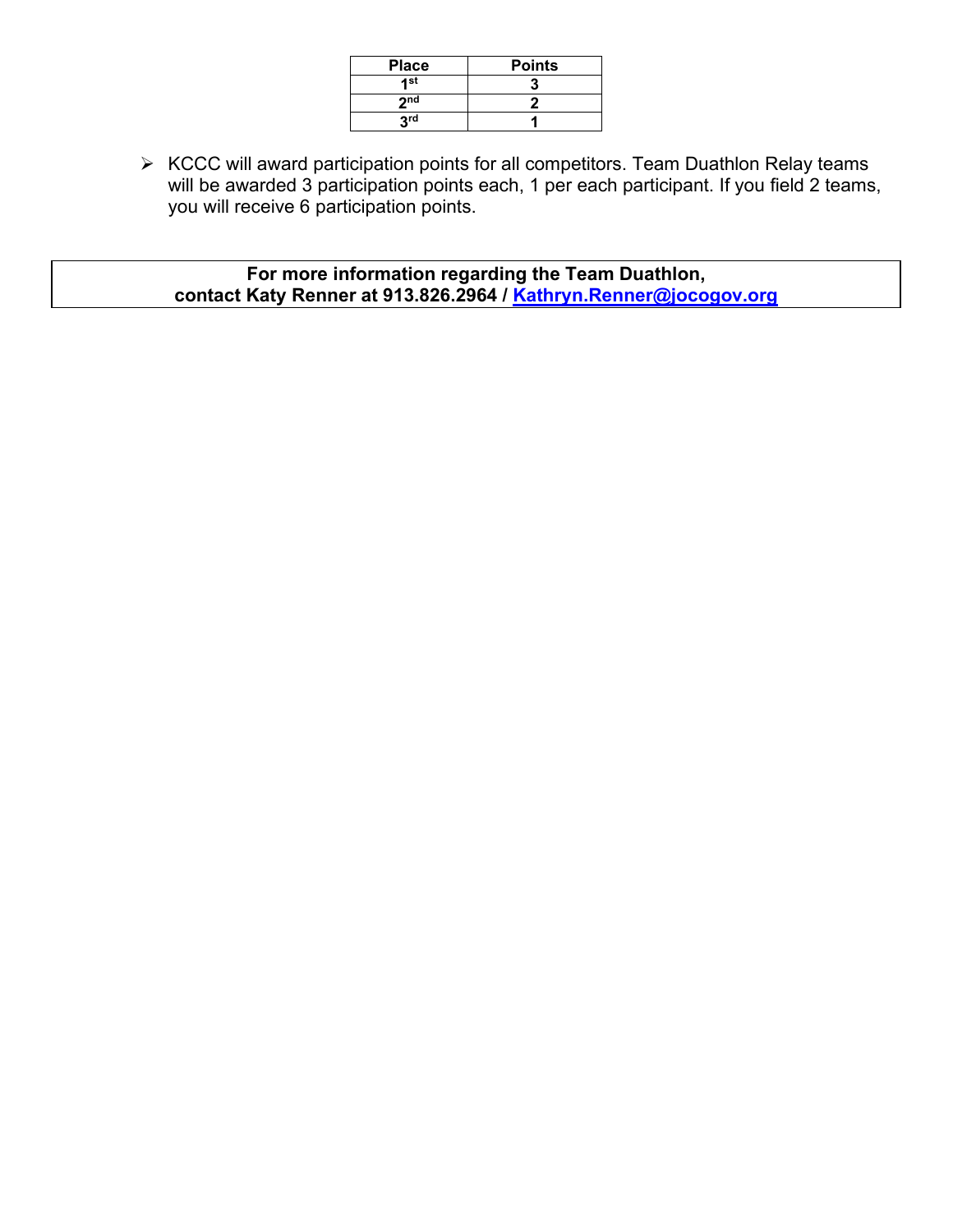| Place | Points |
|---|---|
| 1st | 3 |
| 2nd | 2 |
| 3rd | 1 |

- KCCC will award participation points for all competitors. Team Duathlon Relay teams will be awarded 3 participation points each, 1 per each participant. If you field 2 teams, you will receive 6 participation points.

**For more information regarding the Team Duathlon, contact Katy Renner at 913.826.2964 / [Kathryn.Renner@jocogov.org](mailto:Kathryn.Renner@jocogov.org)**